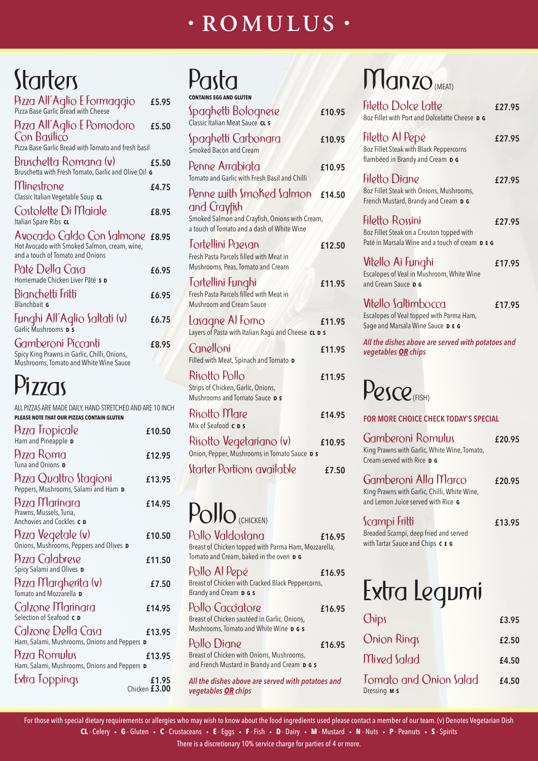# • ROMULUS •

## Starters

**Pizza All'Aglio E Formaggio** £5.95
Pizza Base Garlic Bread with Cheese

**Pizza All'Aglio E Pomodoro Con Basilico** £5.50
Pizza Base Garlic Bread with Tomato and fresh basil

**Bruschetta Romana (v)** £5.50
Bruschetta with Fresh Tomato, Garlic and Olive Oil **G**

**Minestrone** £4.75
Classic Italian Vegetable Soup **CL**

**Costolette Di Maiale** £8.95
Italian Spare Ribs **CL**

**Avocado Caldo Con Salmone** £8.95
Hot Avocado with Smoked Salmon, cream, wine, and a touch of Tomato and Onions

**Pâté Della Casa** £6.95
Homemade Chicken Liver Pâté **S D**

**Bianchetti Fritti** £6.95
Blanchbait **G**

**Funghi All'Aglio Saltati (v)** £6.75
Garlic Mushrooms **D S**

**Gamberoni Piccanti** £8.95
Spicy King Prawns in Garlic, Chilli, Onions, Mushrooms, Tomato and White Wine Sauce

## Pizzas

ALL PIZZAS ARE MADE DAILY, HAND-STRETCHED AND ARE 10 INCH
**PLEASE NOTE THAT OUR PIZZAS CONTAIN GLUTEN**

**Pizza Tropicale** £10.50
Ham and Pineapple **D**

**Pizza Roma** £12.95
Tuna and Onions **D**

**Pizza Quattro Stagioni** £13.95
Peppers, Mushrooms, Salami and Ham **D**

**Pizza Marinara** £14.95
Prawns, Mussels, Tuna, Anchovies and Cockles **C D**

**Pizza Vegetale (v)** £10.50
Onions, Mushrooms, Peppers and Olives **D**

**Pizza Calabrese** £11.50
Spicy Salami and Olives **D**

**Pizza Margherita (v)** £7.50
Tomato and Mozzarella **D**

**Calzone Marinara** £14.95
Selection of Seafood **C D**

**Calzone Della Casa** £13.95
Ham, Salami, Mushrooms, Onions and Peppers **D**

**Pizza Romulus** £13.95
Ham, Salami, Mushrooms, Onions and Peppers **D**

**Extra Toppings** £1.95
Chicken £3.00

## Pasta

**CONTAINS EGG AND GLUTEN**

**Spaghetti Bolognese** £10.95
Classic Italian Meat Sauce **CL S**

**Spaghetti Carbonara** £10.95
Smoked Bacon and Cream

**Penne Arrabiata** £10.95
Tomato and Garlic with Fresh Basil and Chilli

**Penne with Smoked Salmon and Crayfish** £14.50
Smoked Salmon and Crayfish, Onions with Cream, a touch of Tomato and a dash of White Wine

**Tortellini Paesan** £12.50
Fresh Pasta Parcels filled with Meat in Mushrooms, Peas, Tomato and Cream

**Tortellini Funghi** £11.95
Fresh Pasta Parcels filled with Meat in Mushroom and Cream Sauce

**Lasagne Al Forno** £11.95
Layers of Pasta with Italian Ragù and Cheese **CL D S**

**Canelloni** £11.95
Filled with Meat, Spinach and Tomato **D**

**Risotto Pollo** £11.95
Strips of Chicken, Garlic, Onions, Mushrooms and Tomato Sauce **D S**

**Risotto Mare** £14.95
Mix of Seafood **C D S**

**Risotto Vegetariano (v)** £10.95
Onion, Pepper, Mushrooms in Tomato Sauce **D S**

**Starter Portions available** £7.50

## Pollo (CHICKEN)

**Pollo Valdostana** £16.95
Breast of Chicken topped with Parma Ham, Mozzarella, Tomato and Cream, baked in the oven **D G**

**Pollo Al Pepé** £16.95
Breast of Chicken with Cracked Black Peppercorns, Brandy and Cream **D G S**

**Pollo Cacciatore** £16.95
Breast of Chicken sautéed in Garlic, Onions, Mushrooms, Tomato and White Wine **D G S**

**Pollo Diane** £16.95
Breast of Chicken with Onions, Mushrooms, and French Mustard in Brandy and Cream **D G S**

***All the dishes above are served with potatoes and vegetables OR chips***

## Manzo (MEAT)

**Filetto Dolce Latte** £27.95
8oz Fillet with Port and Dolcelatte Cheese **D G**

**Filetto Al Pepé** £27.95
8oz Fillet Steak with Black Peppercorns flambéed in Brandy and Cream **D G**

**Filetto Diane** £27.95
8oz Fillet Steak with Onions, Mushrooms, French Mustard, Brandy and Cream **D G**

**Filetto Rossini** £27.95
8oz Fillet Steak on a Crouton topped with Paté in Marsala Wine and a touch of cream **D E G**

**Vitello Ai Funghi** £17.95
Escalopes of Veal in Mushroom, White Wine and Cream Sauce **D G**

**Vitello Saltimbocca** £17.95
Escalopes of Veal topped with Parma Ham, Sage and Marsala Wine Sauce **D E G**

***All the dishes above are served with potatoes and vegetables OR chips***

## Pesce (FISH)

**FOR MORE CHOICE CHECK TODAY'S SPECIAL**

**Gamberoni Romulus** £20.95
King Prawns with Garlic, White Wine, Tomato, Cream served with Rice **D G**

**Gamberoni Alla Marco** £20.95
King Prawns with Garlic, Chilli, White Wine, and Lemon Juice served with Rice **G**

**Scampi Fritti** £13.95
Breaded Scampi, deep fried and served with Tartar Sauce and Chips **C E G**

## Extra Legumi

**Chips** £3.95

**Onion Rings** £2.50

**Mixed Salad** £4.50

**Tomato and Onion Salad** £4.50
Dressing **M S**

---

For those with special dietary requirements or allergies who may wish to know about the food ingredients used please contact a member of our team. (v) Denotes Vegetarian Dish

**CL** - Celery • **G** - Gluten • **C** - Crustaceans • **E** - Eggs • **F** - Fish • **D** - Dairy • **M** - Mustard • **N** - Nuts • **P** - Peanuts • **S** - Spirits

There is a discretionary 10% service charge for parties of 4 or more.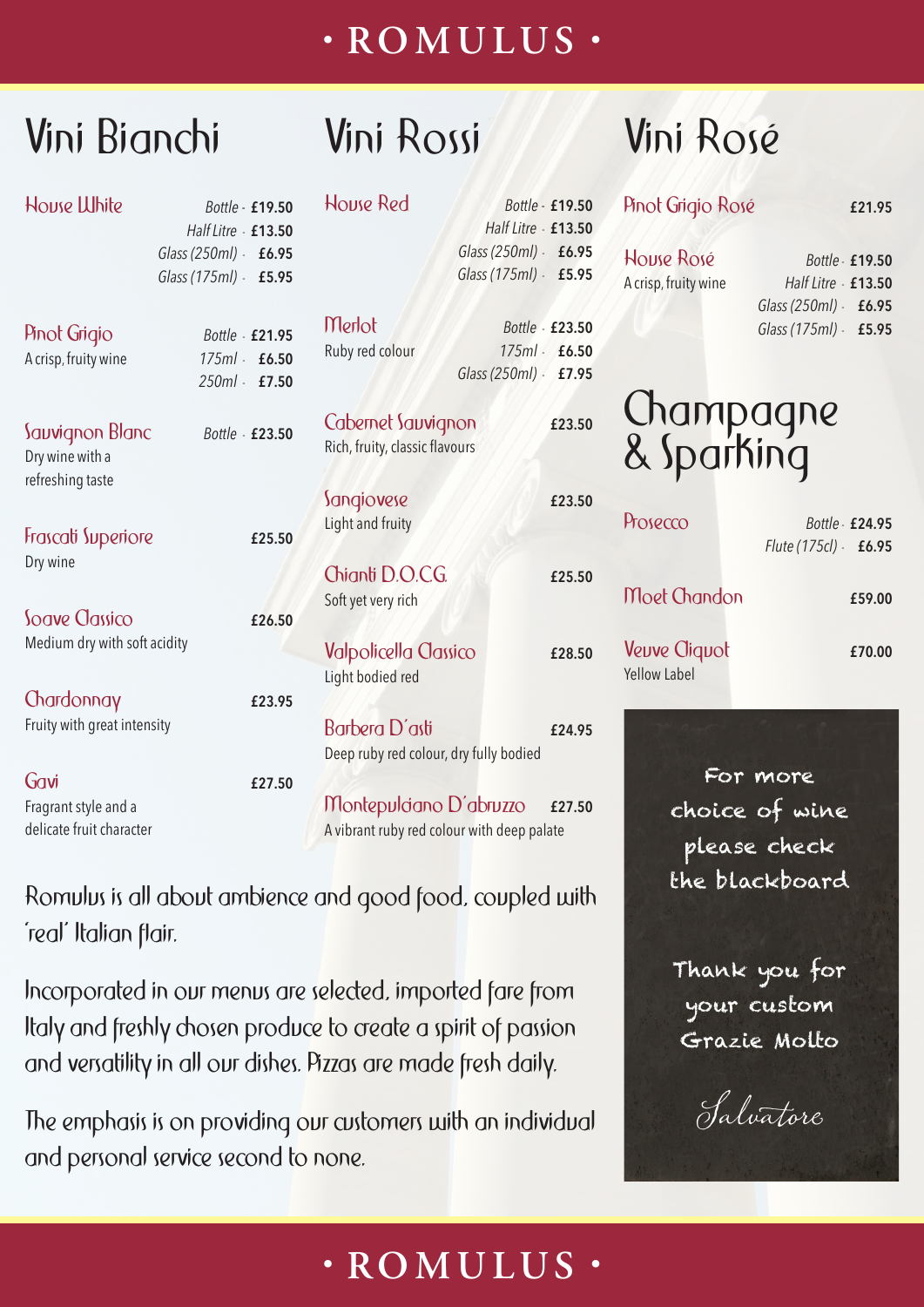# • ROMULUS •

## Vini Bianchi

**House White**
*Bottle* - **£19.50**
*Half Litre* - **£13.50**
*Glass (250ml)* - **£6.95**
*Glass (175ml)* - **£5.95**

**Pinot Grigio**
A crisp, fruity wine
*Bottle* - **£21.95**
*175ml* - **£6.50**
*250ml* - **£7.50**

**Sauvignon Blanc**
Dry wine with a refreshing taste
*Bottle* - **£23.50**

**Frascati Superiore** **£25.50**
Dry wine

**Soave Classico** **£26.50**
Medium dry with soft acidity

**Chardonnay** **£23.95**
Fruity with great intensity

**Gavi** **£27.50**
Fragrant style and a delicate fruit character

## Vini Rossi

**House Red**
*Bottle* - **£19.50**
*Half Litre* - **£13.50**
*Glass (250ml)* - **£6.95**
*Glass (175ml)* - **£5.95**

**Merlot**
Ruby red colour
*Bottle* - **£23.50**
*175ml* - **£6.50**
*Glass (250ml)* - **£7.95**

**Cabernet Sauvignon** **£23.50**
Rich, fruity, classic flavours

**Sangiovese** **£23.50**
Light and fruity

**Chianti D.O.C.G.** **£25.50**
Soft yet very rich

**Valpolicella Classico** **£28.50**
Light bodied red

**Barbera D'asti** **£24.95**
Deep ruby red colour, dry fully bodied

**Montepulciano D'abruzzo** **£27.50**
A vibrant ruby red colour with deep palate

## Vini Rosé

**Pinot Grigio Rosé** **£21.95**

**House Rosé**
A crisp, fruity wine
*Bottle* - **£19.50**
*Half Litre* - **£13.50**
*Glass (250ml)* - **£6.95**
*Glass (175ml)* - **£5.95**

## Champagne & Sparkling

**Prosecco**
*Bottle* - **£24.95**
*Flute (175cl)* - **£6.95**

**Moet Chandon** **£59.00**

**Veuve Cliquot** **£70.00**
Yellow Label

For more choice of wine please check the blackboard

Thank you for your custom
Grazie Molto

Salvatore

Romulus is all about ambience and good food, coupled with 'real' Italian flair.

Incorporated in our menus are selected, imported fare from Italy and freshly chosen produce to create a spirit of passion and versatility in all our dishes. Pizzas are made fresh daily.

The emphasis is on providing our customers with an individual and personal service second to none.

# • ROMULUS •